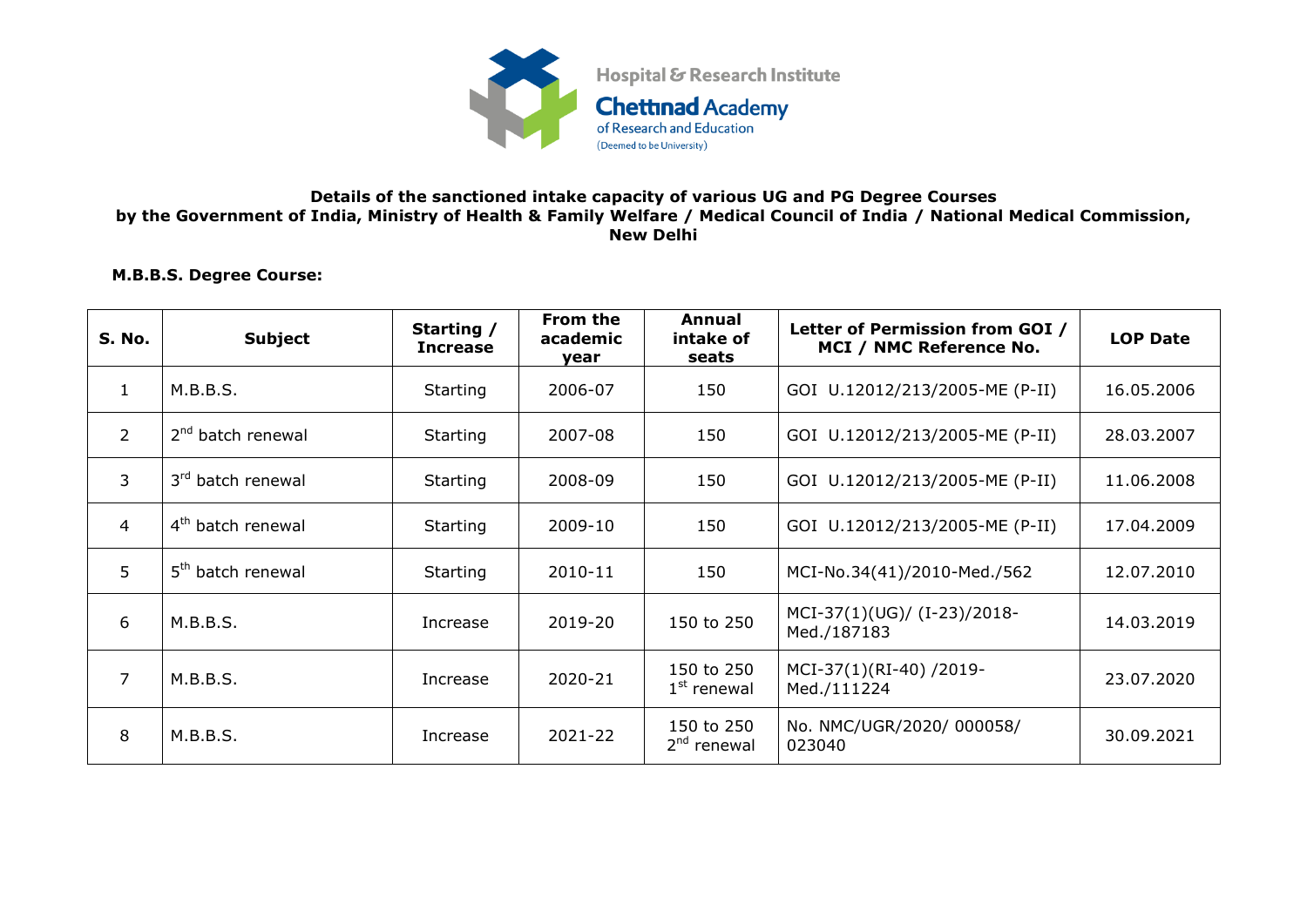Hospital & Research Institute

Chettinad Academy of Research and Education

(Deemed to be University)

**Details of the sanctioned intake capacity of various UG and PG Degree Courses by the Government of India, Ministry of Health & Family Welfare / Medical Council of India / National Medical Commission, New Delhi**

**M.B.B.S. Degree Course:**

| S. No. | Subject | Starting / Increase | From the academic year | Annual intake of seats | Letter of Permission from GOI / MCI / NMC Reference No. | LOP Date |
|---|---|---|---|---|---|---|
| 1 | M.B.B.S. | Starting | 2006-07 | 150 | GOI U.12012/213/2005-ME (P-II) | 16.05.2006 |
| 2 | 2nd batch renewal | Starting | 2007-08 | 150 | GOI U.12012/213/2005-ME (P-II) | 28.03.2007 |
| 3 | 3rd batch renewal | Starting | 2008-09 | 150 | GOI U.12012/213/2005-ME (P-II) | 11.06.2008 |
| 4 | 4th batch renewal | Starting | 2009-10 | 150 | GOI U.12012/213/2005-ME (P-II) | 17.04.2009 |
| 5 | 5th batch renewal | Starting | 2010-11 | 150 | MCI-No.34(41)/2010-Med./562 | 12.07.2010 |
| 6 | M.B.B.S. | Increase | 2019-20 | 150 to 250 | MCI-37(1)(UG)/ (I-23)/2018-Med./187183 | 14.03.2019 |
| 7 | M.B.B.S. | Increase | 2020-21 | 150 to 250 1st renewal | MCI-37(1)(RI-40) /2019-Med./111224 | 23.07.2020 |
| 8 | M.B.B.S. | Increase | 2021-22 | 150 to 250 2nd renewal | No. NMC/UGR/2020/ 000058/ 023040 | 30.09.2021 |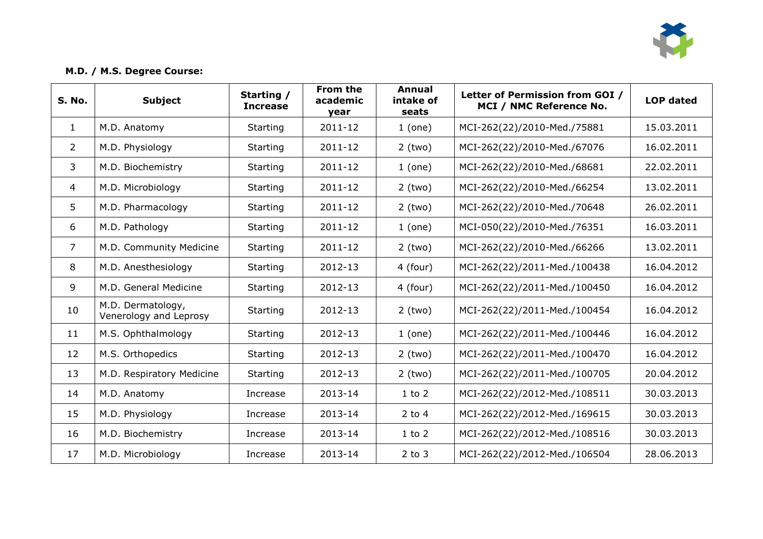**M.D. / M.S. Degree Course:**

| S. No. | Subject | Starting / Increase | From the academic year | Annual intake of seats | Letter of Permission from GOI / MCI / NMC Reference No. | LOP dated |
|---|---|---|---|---|---|---|
| 1 | M.D. Anatomy | Starting | 2011-12 | 1 (one) | MCI-262(22)/2010-Med./75881 | 15.03.2011 |
| 2 | M.D. Physiology | Starting | 2011-12 | 2 (two) | MCI-262(22)/2010-Med./67076 | 16.02.2011 |
| 3 | M.D. Biochemistry | Starting | 2011-12 | 1 (one) | MCI-262(22)/2010-Med./68681 | 22.02.2011 |
| 4 | M.D. Microbiology | Starting | 2011-12 | 2 (two) | MCI-262(22)/2010-Med./66254 | 13.02.2011 |
| 5 | M.D. Pharmacology | Starting | 2011-12 | 2 (two) | MCI-262(22)/2010-Med./70648 | 26.02.2011 |
| 6 | M.D. Pathology | Starting | 2011-12 | 1 (one) | MCI-050(22)/2010-Med./76351 | 16.03.2011 |
| 7 | M.D. Community Medicine | Starting | 2011-12 | 2 (two) | MCI-262(22)/2010-Med./66266 | 13.02.2011 |
| 8 | M.D. Anesthesiology | Starting | 2012-13 | 4 (four) | MCI-262(22)/2011-Med./100438 | 16.04.2012 |
| 9 | M.D. General Medicine | Starting | 2012-13 | 4 (four) | MCI-262(22)/2011-Med./100450 | 16.04.2012 |
| 10 | M.D. Dermatology, Venerology and Leprosy | Starting | 2012-13 | 2 (two) | MCI-262(22)/2011-Med./100454 | 16.04.2012 |
| 11 | M.S. Ophthalmology | Starting | 2012-13 | 1 (one) | MCI-262(22)/2011-Med./100446 | 16.04.2012 |
| 12 | M.S. Orthopedics | Starting | 2012-13 | 2 (two) | MCI-262(22)/2011-Med./100470 | 16.04.2012 |
| 13 | M.D. Respiratory Medicine | Starting | 2012-13 | 2 (two) | MCI-262(22)/2011-Med./100705 | 20.04.2012 |
| 14 | M.D. Anatomy | Increase | 2013-14 | 1 to 2 | MCI-262(22)/2012-Med./108511 | 30.03.2013 |
| 15 | M.D. Physiology | Increase | 2013-14 | 2 to 4 | MCI-262(22)/2012-Med./169615 | 30.03.2013 |
| 16 | M.D. Biochemistry | Increase | 2013-14 | 1 to 2 | MCI-262(22)/2012-Med./108516 | 30.03.2013 |
| 17 | M.D. Microbiology | Increase | 2013-14 | 2 to 3 | MCI-262(22)/2012-Med./106504 | 28.06.2013 |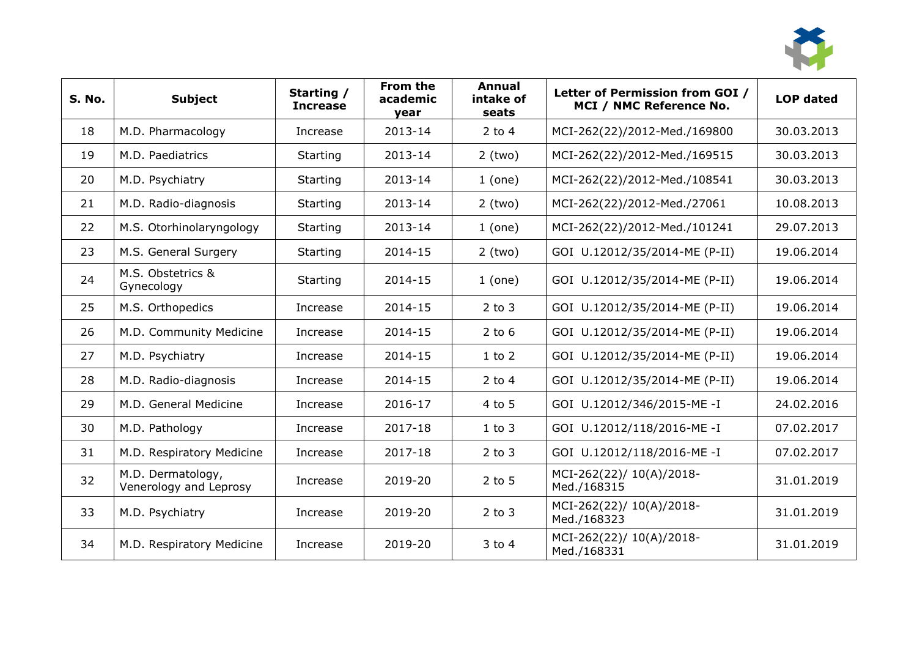| S. No. | Subject | Starting / Increase | From the academic year | Annual intake of seats | Letter of Permission from GOI / MCI / NMC Reference No. | LOP dated |
|---|---|---|---|---|---|---|
| 18 | M.D. Pharmacology | Increase | 2013-14 | 2 to 4 | MCI-262(22)/2012-Med./169800 | 30.03.2013 |
| 19 | M.D. Paediatrics | Starting | 2013-14 | 2 (two) | MCI-262(22)/2012-Med./169515 | 30.03.2013 |
| 20 | M.D. Psychiatry | Starting | 2013-14 | 1 (one) | MCI-262(22)/2012-Med./108541 | 30.03.2013 |
| 21 | M.D. Radio-diagnosis | Starting | 2013-14 | 2 (two) | MCI-262(22)/2012-Med./27061 | 10.08.2013 |
| 22 | M.S. Otorhinolaryngology | Starting | 2013-14 | 1 (one) | MCI-262(22)/2012-Med./101241 | 29.07.2013 |
| 23 | M.S. General Surgery | Starting | 2014-15 | 2 (two) | GOI U.12012/35/2014-ME (P-II) | 19.06.2014 |
| 24 | M.S. Obstetrics & Gynecology | Starting | 2014-15 | 1 (one) | GOI U.12012/35/2014-ME (P-II) | 19.06.2014 |
| 25 | M.S. Orthopedics | Increase | 2014-15 | 2 to 3 | GOI U.12012/35/2014-ME (P-II) | 19.06.2014 |
| 26 | M.D. Community Medicine | Increase | 2014-15 | 2 to 6 | GOI U.12012/35/2014-ME (P-II) | 19.06.2014 |
| 27 | M.D. Psychiatry | Increase | 2014-15 | 1 to 2 | GOI U.12012/35/2014-ME (P-II) | 19.06.2014 |
| 28 | M.D. Radio-diagnosis | Increase | 2014-15 | 2 to 4 | GOI U.12012/35/2014-ME (P-II) | 19.06.2014 |
| 29 | M.D. General Medicine | Increase | 2016-17 | 4 to 5 | GOI U.12012/346/2015-ME -I | 24.02.2016 |
| 30 | M.D. Pathology | Increase | 2017-18 | 1 to 3 | GOI U.12012/118/2016-ME -I | 07.02.2017 |
| 31 | M.D. Respiratory Medicine | Increase | 2017-18 | 2 to 3 | GOI U.12012/118/2016-ME -I | 07.02.2017 |
| 32 | M.D. Dermatology, Venerology and Leprosy | Increase | 2019-20 | 2 to 5 | MCI-262(22)/ 10(A)/2018-Med./168315 | 31.01.2019 |
| 33 | M.D. Psychiatry | Increase | 2019-20 | 2 to 3 | MCI-262(22)/ 10(A)/2018-Med./168323 | 31.01.2019 |
| 34 | M.D. Respiratory Medicine | Increase | 2019-20 | 3 to 4 | MCI-262(22)/ 10(A)/2018-Med./168331 | 31.01.2019 |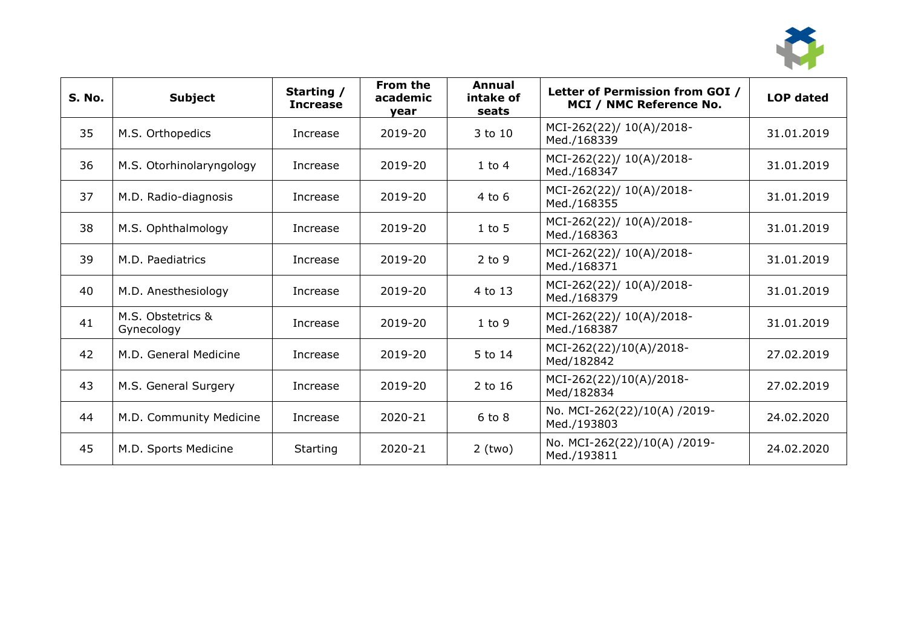| S. No. | Subject | Starting / Increase | From the academic year | Annual intake of seats | Letter of Permission from GOI / MCI / NMC Reference No. | LOP dated |
|---|---|---|---|---|---|---|
| 35 | M.S. Orthopedics | Increase | 2019-20 | 3 to 10 | MCI-262(22)/ 10(A)/2018-Med./168339 | 31.01.2019 |
| 36 | M.S. Otorhinolaryngology | Increase | 2019-20 | 1 to 4 | MCI-262(22)/ 10(A)/2018-Med./168347 | 31.01.2019 |
| 37 | M.D. Radio-diagnosis | Increase | 2019-20 | 4 to 6 | MCI-262(22)/ 10(A)/2018-Med./168355 | 31.01.2019 |
| 38 | M.S. Ophthalmology | Increase | 2019-20 | 1 to 5 | MCI-262(22)/ 10(A)/2018-Med./168363 | 31.01.2019 |
| 39 | M.D. Paediatrics | Increase | 2019-20 | 2 to 9 | MCI-262(22)/ 10(A)/2018-Med./168371 | 31.01.2019 |
| 40 | M.D. Anesthesiology | Increase | 2019-20 | 4 to 13 | MCI-262(22)/ 10(A)/2018-Med./168379 | 31.01.2019 |
| 41 | M.S. Obstetrics & Gynecology | Increase | 2019-20 | 1 to 9 | MCI-262(22)/ 10(A)/2018-Med./168387 | 31.01.2019 |
| 42 | M.D. General Medicine | Increase | 2019-20 | 5 to 14 | MCI-262(22)/10(A)/2018-Med/182842 | 27.02.2019 |
| 43 | M.S. General Surgery | Increase | 2019-20 | 2 to 16 | MCI-262(22)/10(A)/2018-Med/182834 | 27.02.2019 |
| 44 | M.D. Community Medicine | Increase | 2020-21 | 6 to 8 | No. MCI-262(22)/10(A) /2019-Med./193803 | 24.02.2020 |
| 45 | M.D. Sports Medicine | Starting | 2020-21 | 2 (two) | No. MCI-262(22)/10(A) /2019-Med./193811 | 24.02.2020 |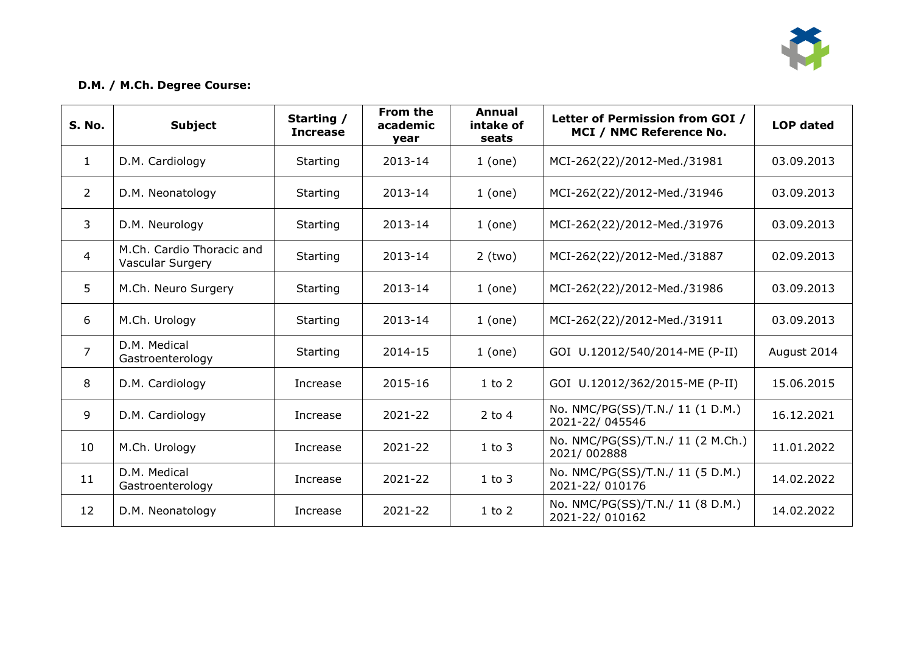**D.M. / M.Ch. Degree Course:**

| S. No. | Subject | Starting / Increase | From the academic year | Annual intake of seats | Letter of Permission from GOI / MCI / NMC Reference No. | LOP dated |
|---|---|---|---|---|---|---|
| 1 | D.M. Cardiology | Starting | 2013-14 | 1 (one) | MCI-262(22)/2012-Med./31981 | 03.09.2013 |
| 2 | D.M. Neonatology | Starting | 2013-14 | 1 (one) | MCI-262(22)/2012-Med./31946 | 03.09.2013 |
| 3 | D.M. Neurology | Starting | 2013-14 | 1 (one) | MCI-262(22)/2012-Med./31976 | 03.09.2013 |
| 4 | M.Ch. Cardio Thoracic and Vascular Surgery | Starting | 2013-14 | 2 (two) | MCI-262(22)/2012-Med./31887 | 02.09.2013 |
| 5 | M.Ch. Neuro Surgery | Starting | 2013-14 | 1 (one) | MCI-262(22)/2012-Med./31986 | 03.09.2013 |
| 6 | M.Ch. Urology | Starting | 2013-14 | 1 (one) | MCI-262(22)/2012-Med./31911 | 03.09.2013 |
| 7 | D.M. Medical Gastroenterology | Starting | 2014-15 | 1 (one) | GOI U.12012/540/2014-ME (P-II) | August 2014 |
| 8 | D.M. Cardiology | Increase | 2015-16 | 1 to 2 | GOI U.12012/362/2015-ME (P-II) | 15.06.2015 |
| 9 | D.M. Cardiology | Increase | 2021-22 | 2 to 4 | No. NMC/PG(SS)/T.N./ 11 (1 D.M.) 2021-22/ 045546 | 16.12.2021 |
| 10 | M.Ch. Urology | Increase | 2021-22 | 1 to 3 | No. NMC/PG(SS)/T.N./ 11 (2 M.Ch.) 2021/ 002888 | 11.01.2022 |
| 11 | D.M. Medical Gastroenterology | Increase | 2021-22 | 1 to 3 | No. NMC/PG(SS)/T.N./ 11 (5 D.M.) 2021-22/ 010176 | 14.02.2022 |
| 12 | D.M. Neonatology | Increase | 2021-22 | 1 to 2 | No. NMC/PG(SS)/T.N./ 11 (8 D.M.) 2021-22/ 010162 | 14.02.2022 |